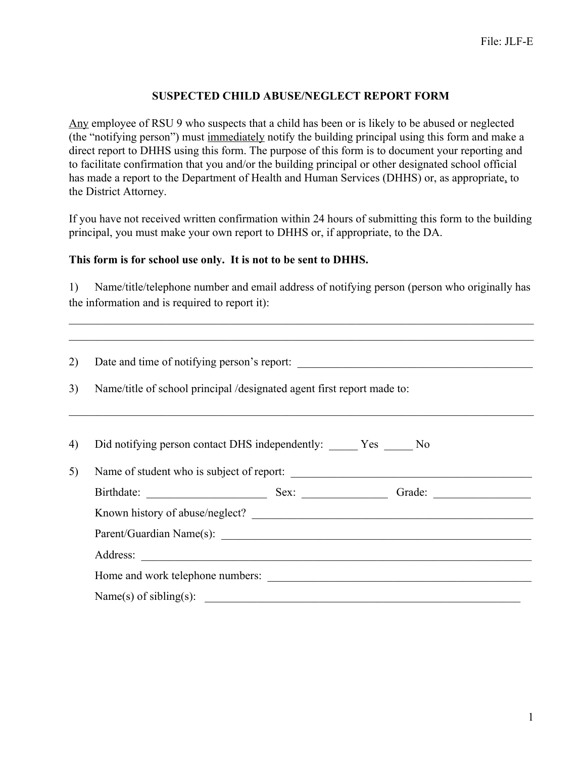File: JLF-E

# SUSPECTED CHILD ABUSE/NEGLECT REPORT FORM

Any employee of RSU 9 who suspects that a child has been or is likely to be abused or neglected (the "notifying person") must immediately notify the building principal using this form and make a direct report to DHHS using this form. The purpose of this form is to document your reporting and to facilitate confirmation that you and/or the building principal or other designated school official has made a report to the Department of Health and Human Services (DHHS) or, as appropriate, to the District Attorney.

If you have not received written confirmation within 24 hours of submitting this form to the building principal, you must make your own report to DHHS or, if appropriate, to the DA.

**This form is for school use only. It is not to be sent to DHHS.**

1) Name/title/telephone number and email address of notifying person (person who originally has the information and is required to report it):

______________________________________________________________________________

______________________________________________________________________________

2) Date and time of notifying person's report: ________________________________________

3) Name/title of school principal /designated agent first report made to:

______________________________________________________________________________

4) Did notifying person contact DHS independently: _____ Yes _____ No

5) Name of student who is subject of report: ________________________________________

Birthdate: ____________________ Sex: ______________ Grade: ________________

Known history of abuse/neglect? ______________________________________________

Parent/Guardian Name(s): ____________________________________________________

Address: _________________________________________________________________

Home and work telephone numbers: ____________________________________________

Name(s) of sibling(s): ______________________________________________________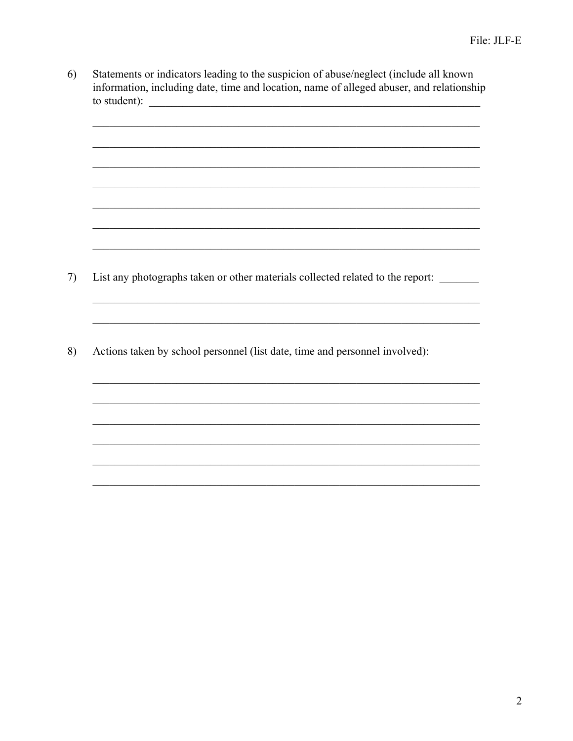6) Statements or indicators leading to the suspicion of abuse/neglect (include all known information, including date, time and location, name of alleged abuser, and relationship to student): ________________________________________________________________

________________________________________________________________________

________________________________________________________________________

________________________________________________________________________

________________________________________________________________________

________________________________________________________________________

________________________________________________________________________

________________________________________________________________________

7) List any photographs taken or other materials collected related to the report: _______

________________________________________________________________________

________________________________________________________________________

8) Actions taken by school personnel (list date, time and personnel involved):

________________________________________________________________________

________________________________________________________________________

________________________________________________________________________

________________________________________________________________________

________________________________________________________________________

________________________________________________________________________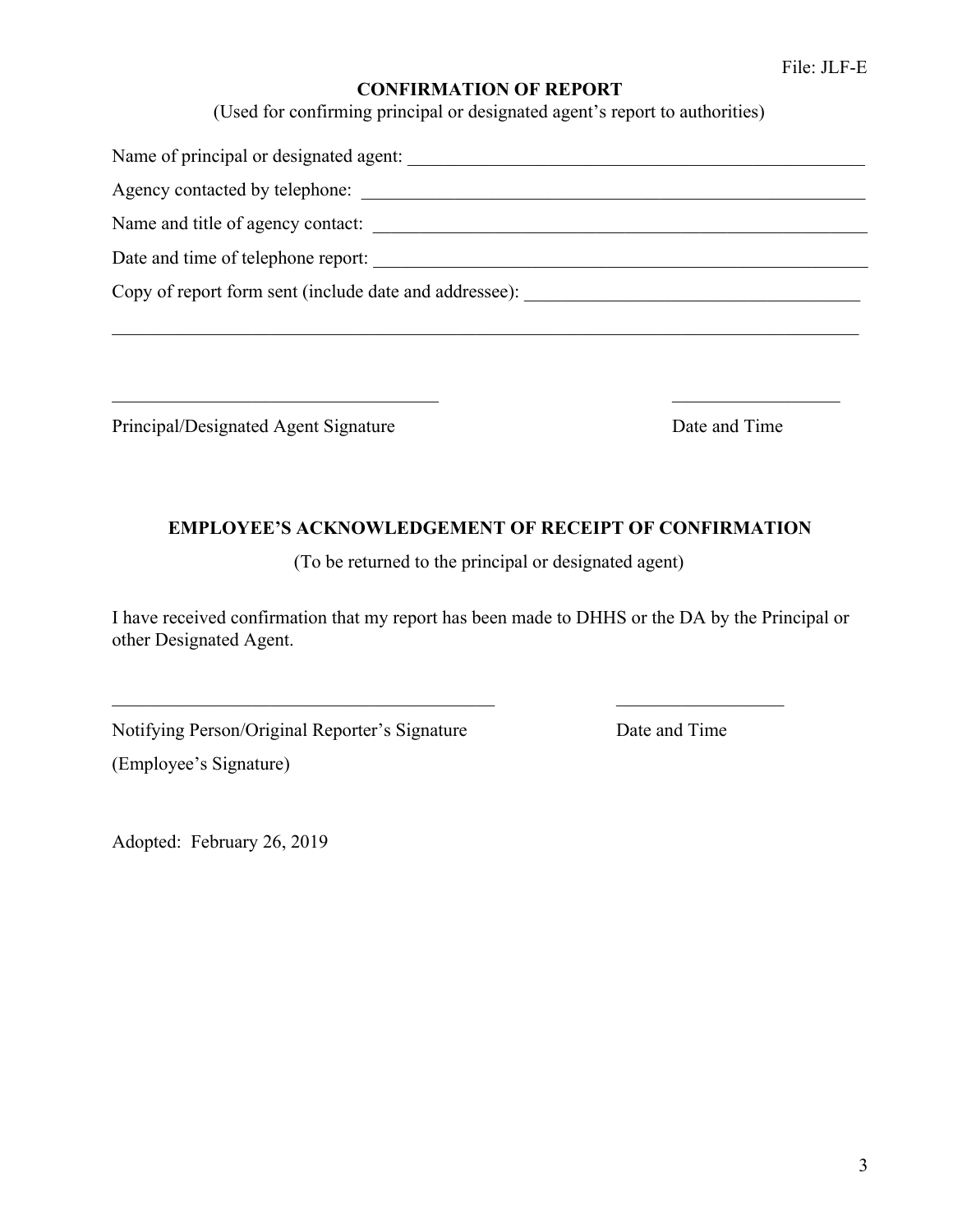File: JLF-E

## CONFIRMATION OF REPORT

(Used for confirming principal or designated agent's report to authorities)

Name of principal or designated agent: ____________________________________________________

Agency contacted by telephone: ________________________________________________________

Name and title of agency contact: ______________________________________________________

Date and time of telephone report: _____________________________________________________

Copy of report form sent (include date and addressee): ___________________________________

_______________________________________________________________________________

___________________________________ ___________________

Principal/Designated Agent Signature Date and Time

## EMPLOYEE'S ACKNOWLEDGEMENT OF RECEIPT OF CONFIRMATION

(To be returned to the principal or designated agent)

I have received confirmation that my report has been made to DHHS or the DA by the Principal or other Designated Agent.

__________________________________________ ___________________

Notifying Person/Original Reporter's Signature Date and Time

(Employee's Signature)

Adopted: February 26, 2019